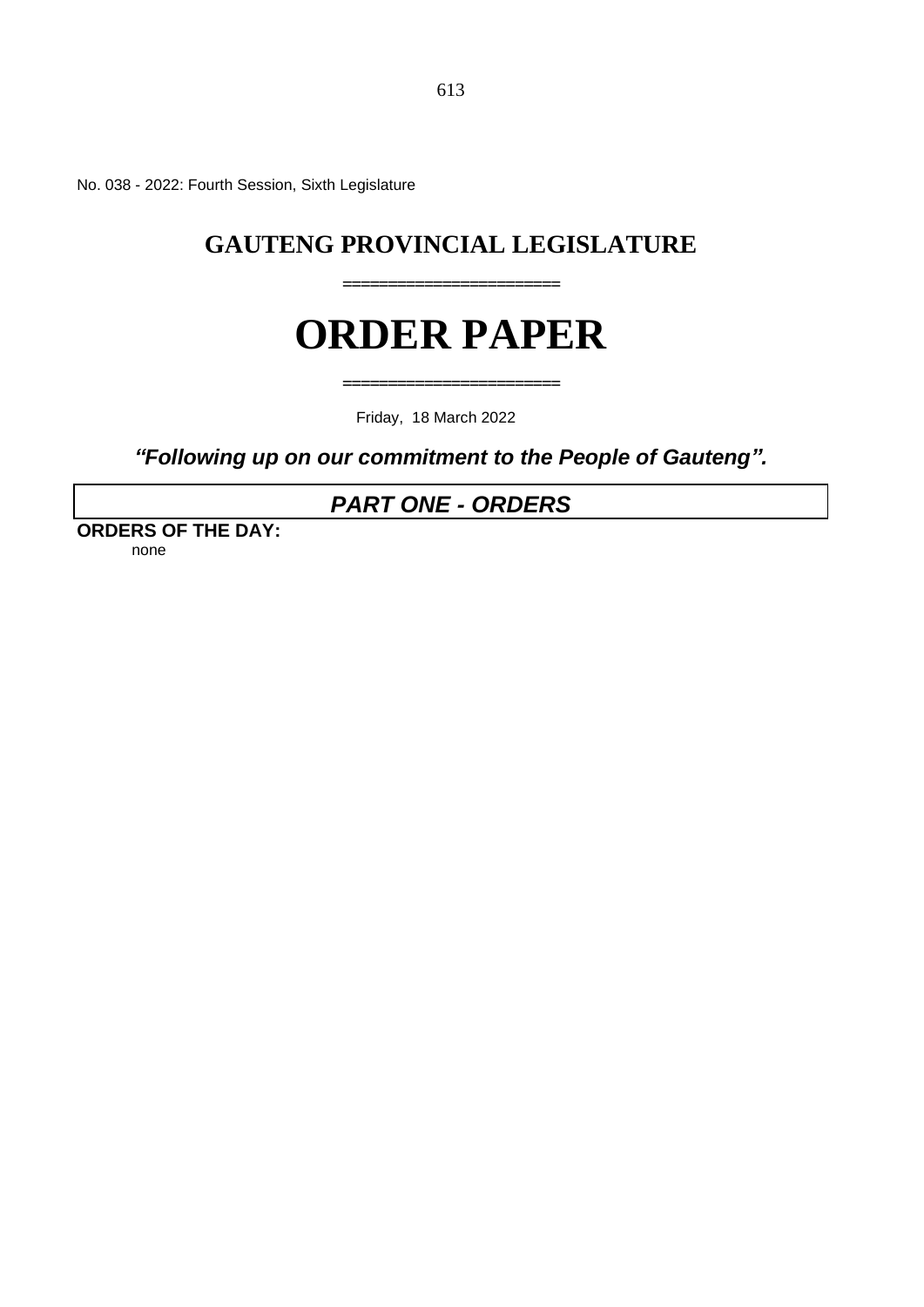No. 038 - 2022: Fourth Session, Sixth Legislature

# GAUTENG PROVINCIAL LEGISLATURE

=====================

# ORDER PAPER

=====================

Friday, 18 March 2022

***"Following up on our commitment to the People of Gauteng".***

## *PART ONE - ORDERS*

**ORDERS OF THE DAY:**

none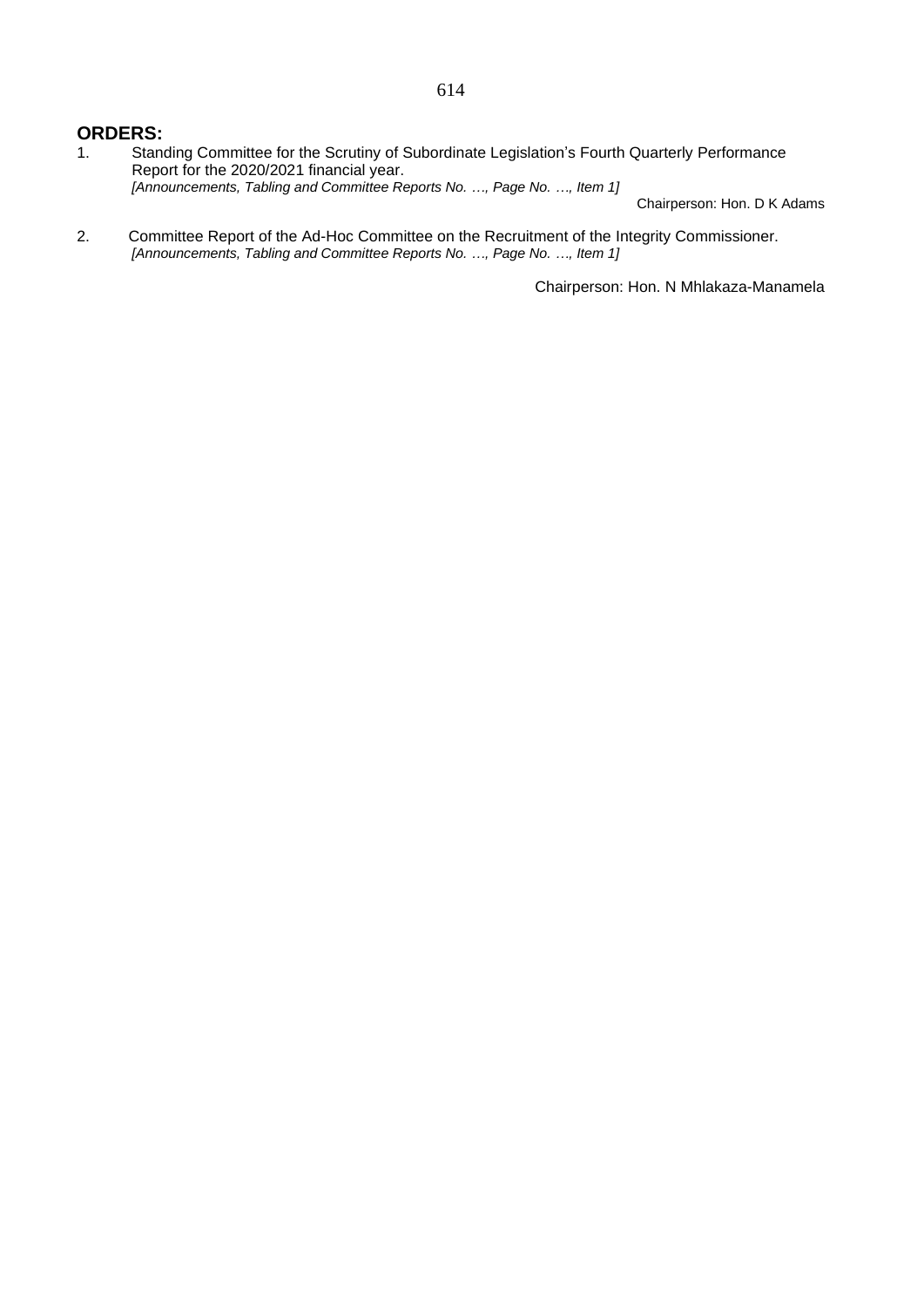**ORDERS:**

1. Standing Committee for the Scrutiny of Subordinate Legislation's Fourth Quarterly Performance Report for the 2020/2021 financial year.
   *[Announcements, Tabling and Committee Reports No. …, Page No. …, Item 1]*

   Chairperson: Hon. D K Adams

2. Committee Report of the Ad-Hoc Committee on the Recruitment of the Integrity Commissioner.
   *[Announcements, Tabling and Committee Reports No. …, Page No. …, Item 1]*

   Chairperson: Hon. N Mhlakaza-Manamela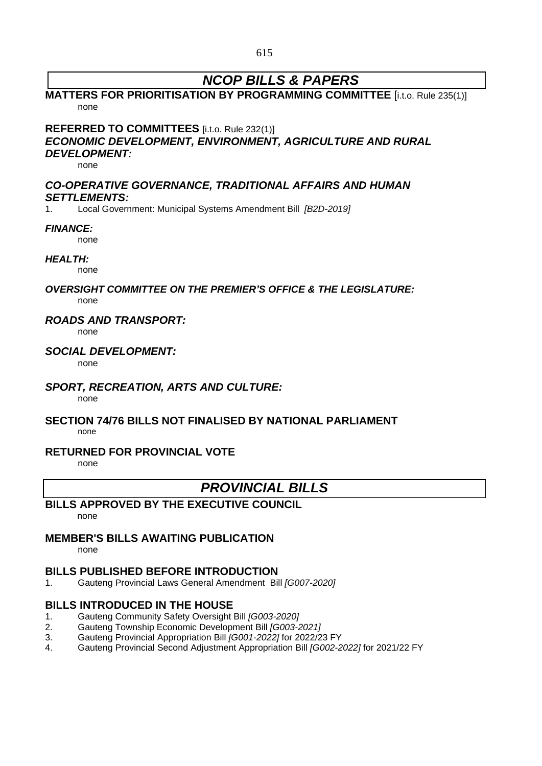# *NCOP BILLS & PAPERS*

**MATTERS FOR PRIORITISATION BY PROGRAMMING COMMITTEE** [i.t.o. Rule 235(1)]

none

**REFERRED TO COMMITTEES** [i.t.o. Rule 232(1)]

***ECONOMIC DEVELOPMENT, ENVIRONMENT, AGRICULTURE AND RURAL DEVELOPMENT:***

none

***CO-OPERATIVE GOVERNANCE, TRADITIONAL AFFAIRS AND HUMAN SETTLEMENTS:***

1. Local Government: Municipal Systems Amendment Bill *[B2D-2019]*

***FINANCE:***

none

***HEALTH:***

none

***OVERSIGHT COMMITTEE ON THE PREMIER'S OFFICE & THE LEGISLATURE:***

none

***ROADS AND TRANSPORT:***

none

***SOCIAL DEVELOPMENT:***

none

***SPORT, RECREATION, ARTS AND CULTURE:***

none

**SECTION 74/76 BILLS NOT FINALISED BY NATIONAL PARLIAMENT**

none

**RETURNED FOR PROVINCIAL VOTE**

none

# *PROVINCIAL BILLS*

**BILLS APPROVED BY THE EXECUTIVE COUNCIL**

none

**MEMBER'S BILLS AWAITING PUBLICATION**

none

**BILLS PUBLISHED BEFORE INTRODUCTION**

1. Gauteng Provincial Laws General Amendment Bill *[G007-2020]*

**BILLS INTRODUCED IN THE HOUSE**

1. Gauteng Community Safety Oversight Bill *[G003-2020]*
2. Gauteng Township Economic Development Bill *[G003-2021]*
3. Gauteng Provincial Appropriation Bill *[G001-2022]* for 2022/23 FY
4. Gauteng Provincial Second Adjustment Appropriation Bill *[G002-2022]* for 2021/22 FY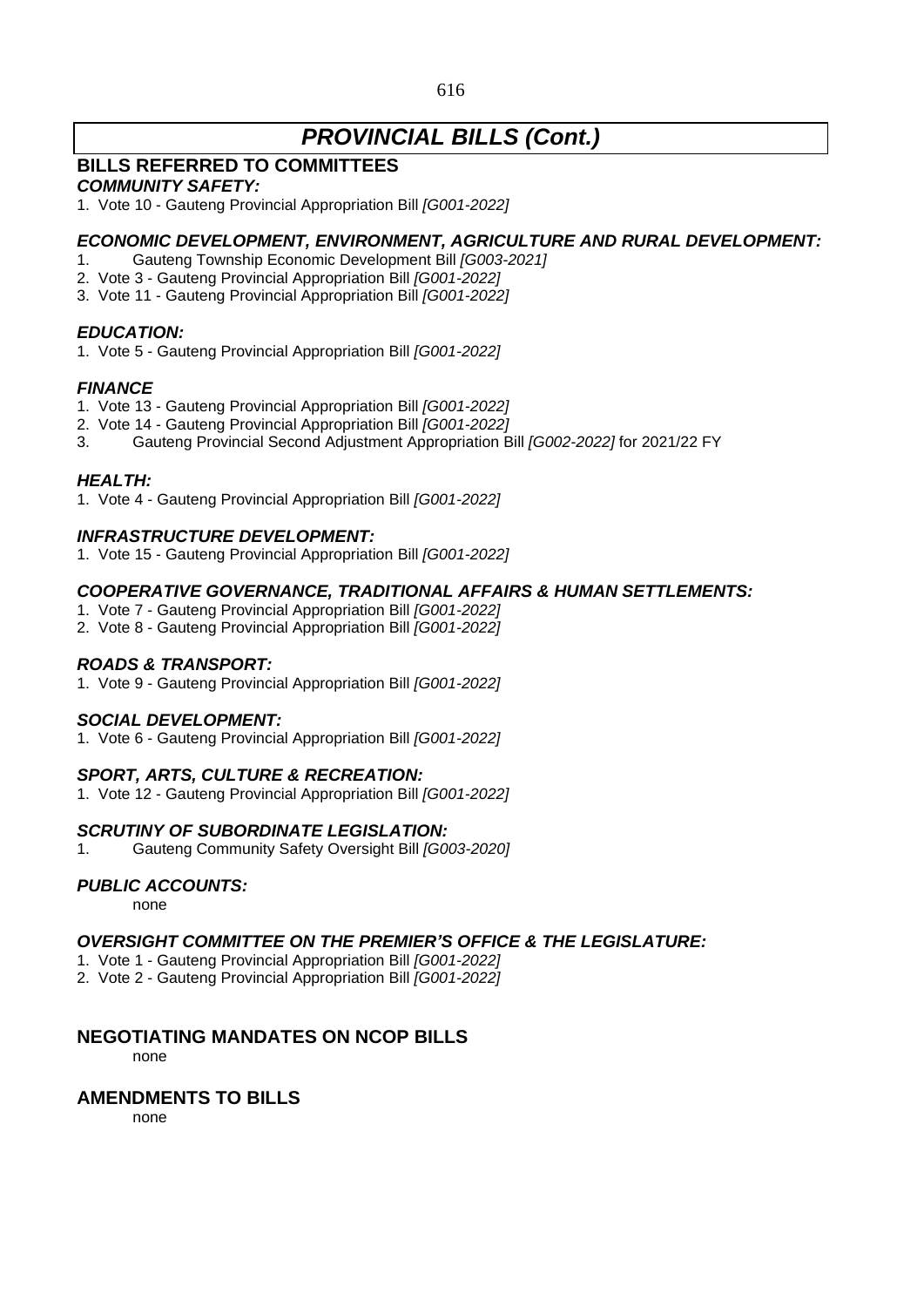# *PROVINCIAL BILLS (Cont.)*

## BILLS REFERRED TO COMMITTEES

### *COMMUNITY SAFETY:*

1. Vote 10 - Gauteng Provincial Appropriation Bill *[G001-2022]*

### *ECONOMIC DEVELOPMENT, ENVIRONMENT, AGRICULTURE AND RURAL DEVELOPMENT:*

1. Gauteng Township Economic Development Bill *[G003-2021]*
2. Vote 3 - Gauteng Provincial Appropriation Bill *[G001-2022]*
3. Vote 11 - Gauteng Provincial Appropriation Bill *[G001-2022]*

### *EDUCATION:*

1. Vote 5 - Gauteng Provincial Appropriation Bill *[G001-2022]*

### *FINANCE*

1. Vote 13 - Gauteng Provincial Appropriation Bill *[G001-2022]*
2. Vote 14 - Gauteng Provincial Appropriation Bill *[G001-2022]*
3. Gauteng Provincial Second Adjustment Appropriation Bill *[G002-2022]* for 2021/22 FY

### *HEALTH:*

1. Vote 4 - Gauteng Provincial Appropriation Bill *[G001-2022]*

### *INFRASTRUCTURE DEVELOPMENT:*

1. Vote 15 - Gauteng Provincial Appropriation Bill *[G001-2022]*

### *COOPERATIVE GOVERNANCE, TRADITIONAL AFFAIRS & HUMAN SETTLEMENTS:*

1. Vote 7 - Gauteng Provincial Appropriation Bill *[G001-2022]*
2. Vote 8 - Gauteng Provincial Appropriation Bill *[G001-2022]*

### *ROADS & TRANSPORT:*

1. Vote 9 - Gauteng Provincial Appropriation Bill *[G001-2022]*

### *SOCIAL DEVELOPMENT:*

1. Vote 6 - Gauteng Provincial Appropriation Bill *[G001-2022]*

### *SPORT, ARTS, CULTURE & RECREATION:*

1. Vote 12 - Gauteng Provincial Appropriation Bill *[G001-2022]*

### *SCRUTINY OF SUBORDINATE LEGISLATION:*

1. Gauteng Community Safety Oversight Bill *[G003-2020]*

### *PUBLIC ACCOUNTS:*

none

### *OVERSIGHT COMMITTEE ON THE PREMIER'S OFFICE & THE LEGISLATURE:*

1. Vote 1 - Gauteng Provincial Appropriation Bill *[G001-2022]*
2. Vote 2 - Gauteng Provincial Appropriation Bill *[G001-2022]*

## NEGOTIATING MANDATES ON NCOP BILLS

none

## AMENDMENTS TO BILLS

none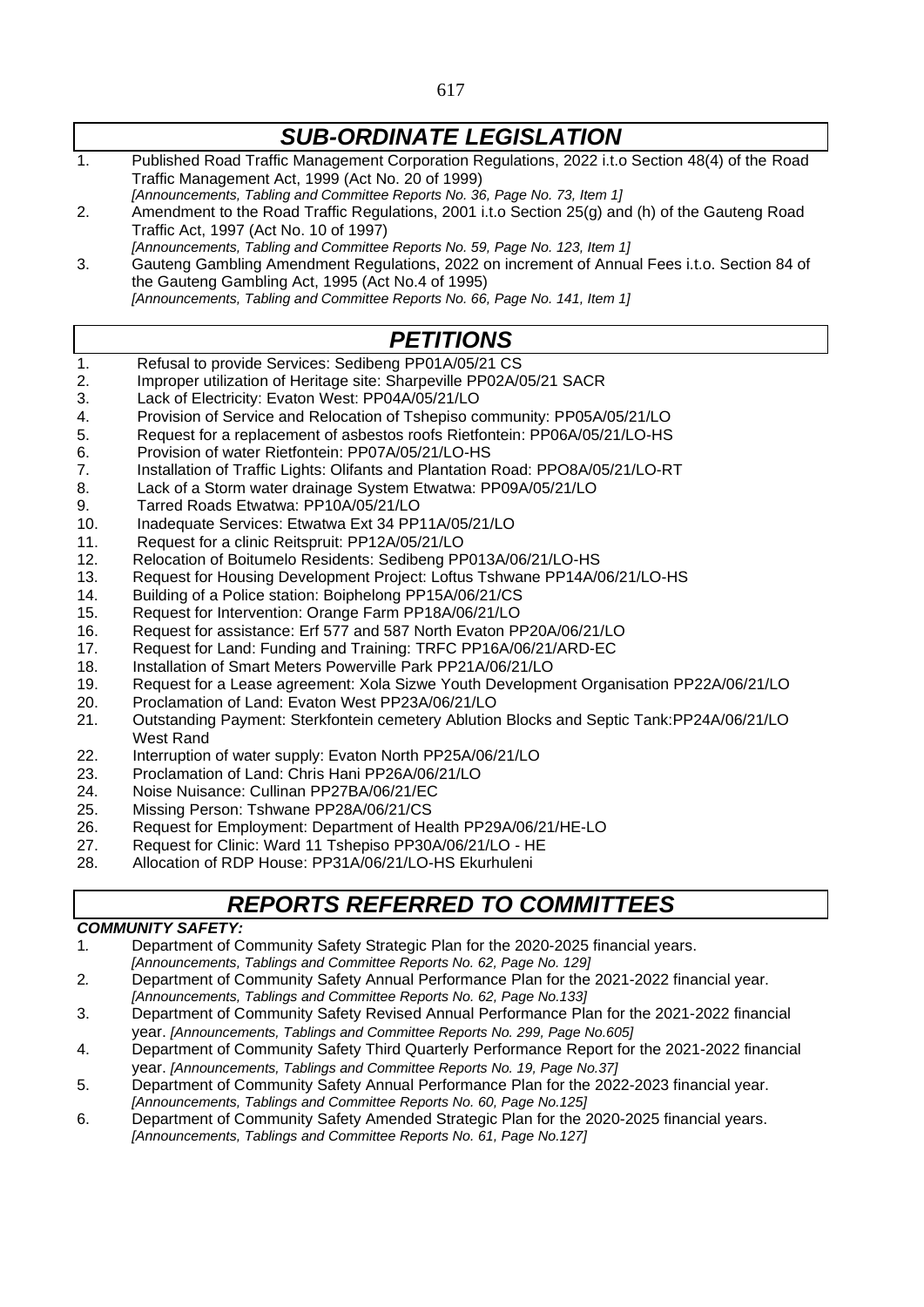## SUB-ORDINATE LEGISLATION

1. Published Road Traffic Management Corporation Regulations, 2022 i.t.o Section 48(4) of the Road Traffic Management Act, 1999 (Act No. 20 of 1999)
   *[Announcements, Tabling and Committee Reports No. 36, Page No. 73, Item 1]*
2. Amendment to the Road Traffic Regulations, 2001 i.t.o Section 25(g) and (h) of the Gauteng Road Traffic Act, 1997 (Act No. 10 of 1997)
   *[Announcements, Tabling and Committee Reports No. 59, Page No. 123, Item 1]*
3. Gauteng Gambling Amendment Regulations, 2022 on increment of Annual Fees i.t.o. Section 84 of the Gauteng Gambling Act, 1995 (Act No.4 of 1995)
   *[Announcements, Tabling and Committee Reports No. 66, Page No. 141, Item 1]*

## PETITIONS

1. Refusal to provide Services: Sedibeng PP01A/05/21 CS
2. Improper utilization of Heritage site: Sharpeville PP02A/05/21 SACR
3. Lack of Electricity: Evaton West: PP04A/05/21/LO
4. Provision of Service and Relocation of Tshepiso community: PP05A/05/21/LO
5. Request for a replacement of asbestos roofs Rietfontein: PP06A/05/21/LO-HS
6. Provision of water Rietfontein: PP07A/05/21/LO-HS
7. Installation of Traffic Lights: Olifants and Plantation Road: PPO8A/05/21/LO-RT
8. Lack of a Storm water drainage System Etwatwa: PP09A/05/21/LO
9. Tarred Roads Etwatwa: PP10A/05/21/LO
10. Inadequate Services: Etwatwa Ext 34 PP11A/05/21/LO
11. Request for a clinic Reitspruit: PP12A/05/21/LO
12. Relocation of Boitumelo Residents: Sedibeng PP013A/06/21/LO-HS
13. Request for Housing Development Project: Loftus Tshwane PP14A/06/21/LO-HS
14. Building of a Police station: Boiphelong PP15A/06/21/CS
15. Request for Intervention: Orange Farm PP18A/06/21/LO
16. Request for assistance: Erf 577 and 587 North Evaton PP20A/06/21/LO
17. Request for Land: Funding and Training: TRFC PP16A/06/21/ARD-EC
18. Installation of Smart Meters Powerville Park PP21A/06/21/LO
19. Request for a Lease agreement: Xola Sizwe Youth Development Organisation PP22A/06/21/LO
20. Proclamation of Land: Evaton West PP23A/06/21/LO
21. Outstanding Payment: Sterkfontein cemetery Ablution Blocks and Septic Tank:PP24A/06/21/LO West Rand
22. Interruption of water supply: Evaton North PP25A/06/21/LO
23. Proclamation of Land: Chris Hani PP26A/06/21/LO
24. Noise Nuisance: Cullinan PP27BA/06/21/EC
25. Missing Person: Tshwane PP28A/06/21/CS
26. Request for Employment: Department of Health PP29A/06/21/HE-LO
27. Request for Clinic: Ward 11 Tshepiso PP30A/06/21/LO - HE
28. Allocation of RDP House: PP31A/06/21/LO-HS Ekurhuleni

## REPORTS REFERRED TO COMMITTEES

***COMMUNITY SAFETY:***

1. Department of Community Safety Strategic Plan for the 2020-2025 financial years.
   *[Announcements, Tablings and Committee Reports No. 62, Page No. 129]*
2. Department of Community Safety Annual Performance Plan for the 2021-2022 financial year.
   *[Announcements, Tablings and Committee Reports No. 62, Page No.133]*
3. Department of Community Safety Revised Annual Performance Plan for the 2021-2022 financial year. *[Announcements, Tablings and Committee Reports No. 299, Page No.605]*
4. Department of Community Safety Third Quarterly Performance Report for the 2021-2022 financial year. *[Announcements, Tablings and Committee Reports No. 19, Page No.37]*
5. Department of Community Safety Annual Performance Plan for the 2022-2023 financial year.
   *[Announcements, Tablings and Committee Reports No. 60, Page No.125]*
6. Department of Community Safety Amended Strategic Plan for the 2020-2025 financial years.
   *[Announcements, Tablings and Committee Reports No. 61, Page No.127]*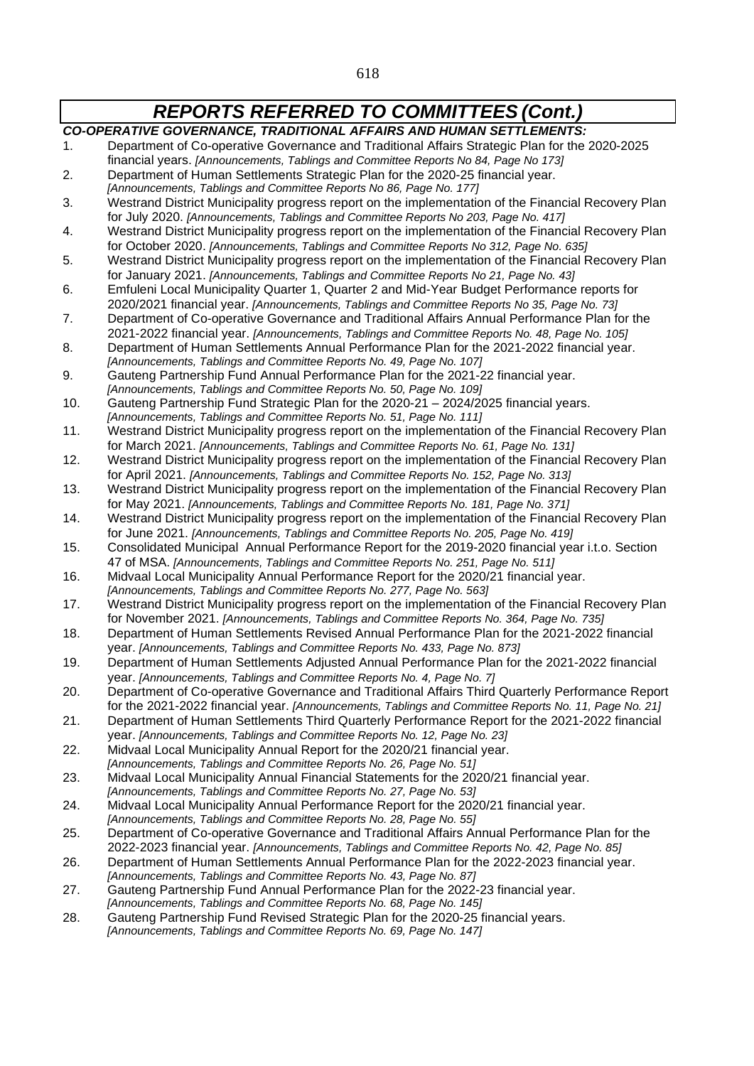## *REPORTS REFERRED TO COMMITTEES (Cont.)*

***CO-OPERATIVE GOVERNANCE, TRADITIONAL AFFAIRS AND HUMAN SETTLEMENTS:***

1. Department of Co-operative Governance and Traditional Affairs Strategic Plan for the 2020-2025 financial years. *[Announcements, Tablings and Committee Reports No 84, Page No 173]*
2. Department of Human Settlements Strategic Plan for the 2020-25 financial year. *[Announcements, Tablings and Committee Reports No 86, Page No. 177]*
3. Westrand District Municipality progress report on the implementation of the Financial Recovery Plan for July 2020. *[Announcements, Tablings and Committee Reports No 203, Page No. 417]*
4. Westrand District Municipality progress report on the implementation of the Financial Recovery Plan for October 2020. *[Announcements, Tablings and Committee Reports No 312, Page No. 635]*
5. Westrand District Municipality progress report on the implementation of the Financial Recovery Plan for January 2021. *[Announcements, Tablings and Committee Reports No 21, Page No. 43]*
6. Emfuleni Local Municipality Quarter 1, Quarter 2 and Mid-Year Budget Performance reports for 2020/2021 financial year. *[Announcements, Tablings and Committee Reports No 35, Page No. 73]*
7. Department of Co-operative Governance and Traditional Affairs Annual Performance Plan for the 2021-2022 financial year. *[Announcements, Tablings and Committee Reports No. 48, Page No. 105]*
8. Department of Human Settlements Annual Performance Plan for the 2021-2022 financial year. *[Announcements, Tablings and Committee Reports No. 49, Page No. 107]*
9. Gauteng Partnership Fund Annual Performance Plan for the 2021-22 financial year. *[Announcements, Tablings and Committee Reports No. 50, Page No. 109]*
10. Gauteng Partnership Fund Strategic Plan for the 2020-21 – 2024/2025 financial years. *[Announcements, Tablings and Committee Reports No. 51, Page No. 111]*
11. Westrand District Municipality progress report on the implementation of the Financial Recovery Plan for March 2021. *[Announcements, Tablings and Committee Reports No. 61, Page No. 131]*
12. Westrand District Municipality progress report on the implementation of the Financial Recovery Plan for April 2021. *[Announcements, Tablings and Committee Reports No. 152, Page No. 313]*
13. Westrand District Municipality progress report on the implementation of the Financial Recovery Plan for May 2021. *[Announcements, Tablings and Committee Reports No. 181, Page No. 371]*
14. Westrand District Municipality progress report on the implementation of the Financial Recovery Plan for June 2021. *[Announcements, Tablings and Committee Reports No. 205, Page No. 419]*
15. Consolidated Municipal Annual Performance Report for the 2019-2020 financial year i.t.o. Section 47 of MSA. *[Announcements, Tablings and Committee Reports No. 251, Page No. 511]*
16. Midvaal Local Municipality Annual Performance Report for the 2020/21 financial year. *[Announcements, Tablings and Committee Reports No. 277, Page No. 563]*
17. Westrand District Municipality progress report on the implementation of the Financial Recovery Plan for November 2021. *[Announcements, Tablings and Committee Reports No. 364, Page No. 735]*
18. Department of Human Settlements Revised Annual Performance Plan for the 2021-2022 financial year. *[Announcements, Tablings and Committee Reports No. 433, Page No. 873]*
19. Department of Human Settlements Adjusted Annual Performance Plan for the 2021-2022 financial year. *[Announcements, Tablings and Committee Reports No. 4, Page No. 7]*
20. Department of Co-operative Governance and Traditional Affairs Third Quarterly Performance Report for the 2021-2022 financial year. *[Announcements, Tablings and Committee Reports No. 11, Page No. 21]*
21. Department of Human Settlements Third Quarterly Performance Report for the 2021-2022 financial year. *[Announcements, Tablings and Committee Reports No. 12, Page No. 23]*
22. Midvaal Local Municipality Annual Report for the 2020/21 financial year. *[Announcements, Tablings and Committee Reports No. 26, Page No. 51]*
23. Midvaal Local Municipality Annual Financial Statements for the 2020/21 financial year. *[Announcements, Tablings and Committee Reports No. 27, Page No. 53]*
24. Midvaal Local Municipality Annual Performance Report for the 2020/21 financial year. *[Announcements, Tablings and Committee Reports No. 28, Page No. 55]*
25. Department of Co-operative Governance and Traditional Affairs Annual Performance Plan for the 2022-2023 financial year. *[Announcements, Tablings and Committee Reports No. 42, Page No. 85]*
26. Department of Human Settlements Annual Performance Plan for the 2022-2023 financial year. *[Announcements, Tablings and Committee Reports No. 43, Page No. 87]*
27. Gauteng Partnership Fund Annual Performance Plan for the 2022-23 financial year. *[Announcements, Tablings and Committee Reports No. 68, Page No. 145]*
28. Gauteng Partnership Fund Revised Strategic Plan for the 2020-25 financial years. *[Announcements, Tablings and Committee Reports No. 69, Page No. 147]*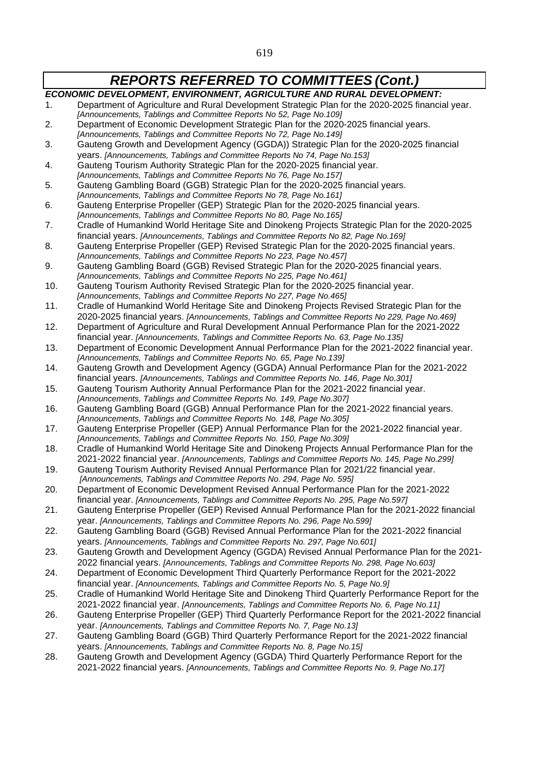## *REPORTS REFERRED TO COMMITTEES (Cont.)*

***ECONOMIC DEVELOPMENT, ENVIRONMENT, AGRICULTURE AND RURAL DEVELOPMENT:***

1. Department of Agriculture and Rural Development Strategic Plan for the 2020-2025 financial year. *[Announcements, Tablings and Committee Reports No 52, Page No.109]*
2. Department of Economic Development Strategic Plan for the 2020-2025 financial years. *[Announcements, Tablings and Committee Reports No 72, Page No.149]*
3. Gauteng Growth and Development Agency (GGDA)) Strategic Plan for the 2020-2025 financial years. *[Announcements, Tablings and Committee Reports No 74, Page No.153]*
4. Gauteng Tourism Authority Strategic Plan for the 2020-2025 financial year. *[Announcements, Tablings and Committee Reports No 76, Page No.157]*
5. Gauteng Gambling Board (GGB) Strategic Plan for the 2020-2025 financial years. *[Announcements, Tablings and Committee Reports No 78, Page No.161]*
6. Gauteng Enterprise Propeller (GEP) Strategic Plan for the 2020-2025 financial years. *[Announcements, Tablings and Committee Reports No 80, Page No.165]*
7. Cradle of Humankind World Heritage Site and Dinokeng Projects Strategic Plan for the 2020-2025 financial years. *[Announcements, Tablings and Committee Reports No 82, Page No.169]*
8. Gauteng Enterprise Propeller (GEP) Revised Strategic Plan for the 2020-2025 financial years. *[Announcements, Tablings and Committee Reports No 223, Page No.457]*
9. Gauteng Gambling Board (GGB) Revised Strategic Plan for the 2020-2025 financial years. *[Announcements, Tablings and Committee Reports No 225, Page No.461]*
10. Gauteng Tourism Authority Revised Strategic Plan for the 2020-2025 financial year. *[Announcements, Tablings and Committee Reports No 227, Page No.465]*
11. Cradle of Humankind World Heritage Site and Dinokeng Projects Revised Strategic Plan for the 2020-2025 financial years. *[Announcements, Tablings and Committee Reports No 229, Page No.469]*
12. Department of Agriculture and Rural Development Annual Performance Plan for the 2021-2022 financial year. *[Announcements, Tablings and Committee Reports No. 63, Page No.135]*
13. Department of Economic Development Annual Performance Plan for the 2021-2022 financial year. *[Announcements, Tablings and Committee Reports No. 65, Page No.139]*
14. Gauteng Growth and Development Agency (GGDA) Annual Performance Plan for the 2021-2022 financial years. *[Announcements, Tablings and Committee Reports No. 146, Page No.301]*
15. Gauteng Tourism Authority Annual Performance Plan for the 2021-2022 financial year. *[Announcements, Tablings and Committee Reports No. 149, Page No.307]*
16. Gauteng Gambling Board (GGB) Annual Performance Plan for the 2021-2022 financial years. *[Announcements, Tablings and Committee Reports No. 148, Page No.305]*
17. Gauteng Enterprise Propeller (GEP) Annual Performance Plan for the 2021-2022 financial year. *[Announcements, Tablings and Committee Reports No. 150, Page No.309]*
18. Cradle of Humankind World Heritage Site and Dinokeng Projects Annual Performance Plan for the 2021-2022 financial year. *[Announcements, Tablings and Committee Reports No. 145, Page No.299]*
19. Gauteng Tourism Authority Revised Annual Performance Plan for 2021/22 financial year. *[Announcements, Tablings and Committee Reports No. 294, Page No. 595]*
20. Department of Economic Development Revised Annual Performance Plan for the 2021-2022 financial year. *[Announcements, Tablings and Committee Reports No. 295, Page No.597]*
21. Gauteng Enterprise Propeller (GEP) Revised Annual Performance Plan for the 2021-2022 financial year. *[Announcements, Tablings and Committee Reports No. 296, Page No.599]*
22. Gauteng Gambling Board (GGB) Revised Annual Performance Plan for the 2021-2022 financial years. *[Announcements, Tablings and Committee Reports No. 297, Page No.601]*
23. Gauteng Growth and Development Agency (GGDA) Revised Annual Performance Plan for the 2021-2022 financial years. *[Announcements, Tablings and Committee Reports No. 298, Page No.603]*
24. Department of Economic Development Third Quarterly Performance Report for the 2021-2022 financial year. *[Announcements, Tablings and Committee Reports No. 5, Page No.9]*
25. Cradle of Humankind World Heritage Site and Dinokeng Third Quarterly Performance Report for the 2021-2022 financial year. *[Announcements, Tablings and Committee Reports No. 6, Page No.11]*
26. Gauteng Enterprise Propeller (GEP) Third Quarterly Performance Report for the 2021-2022 financial year. *[Announcements, Tablings and Committee Reports No. 7, Page No.13]*
27. Gauteng Gambling Board (GGB) Third Quarterly Performance Report for the 2021-2022 financial years. *[Announcements, Tablings and Committee Reports No. 8, Page No.15]*
28. Gauteng Growth and Development Agency (GGDA) Third Quarterly Performance Report for the 2021-2022 financial years. *[Announcements, Tablings and Committee Reports No. 9, Page No.17]*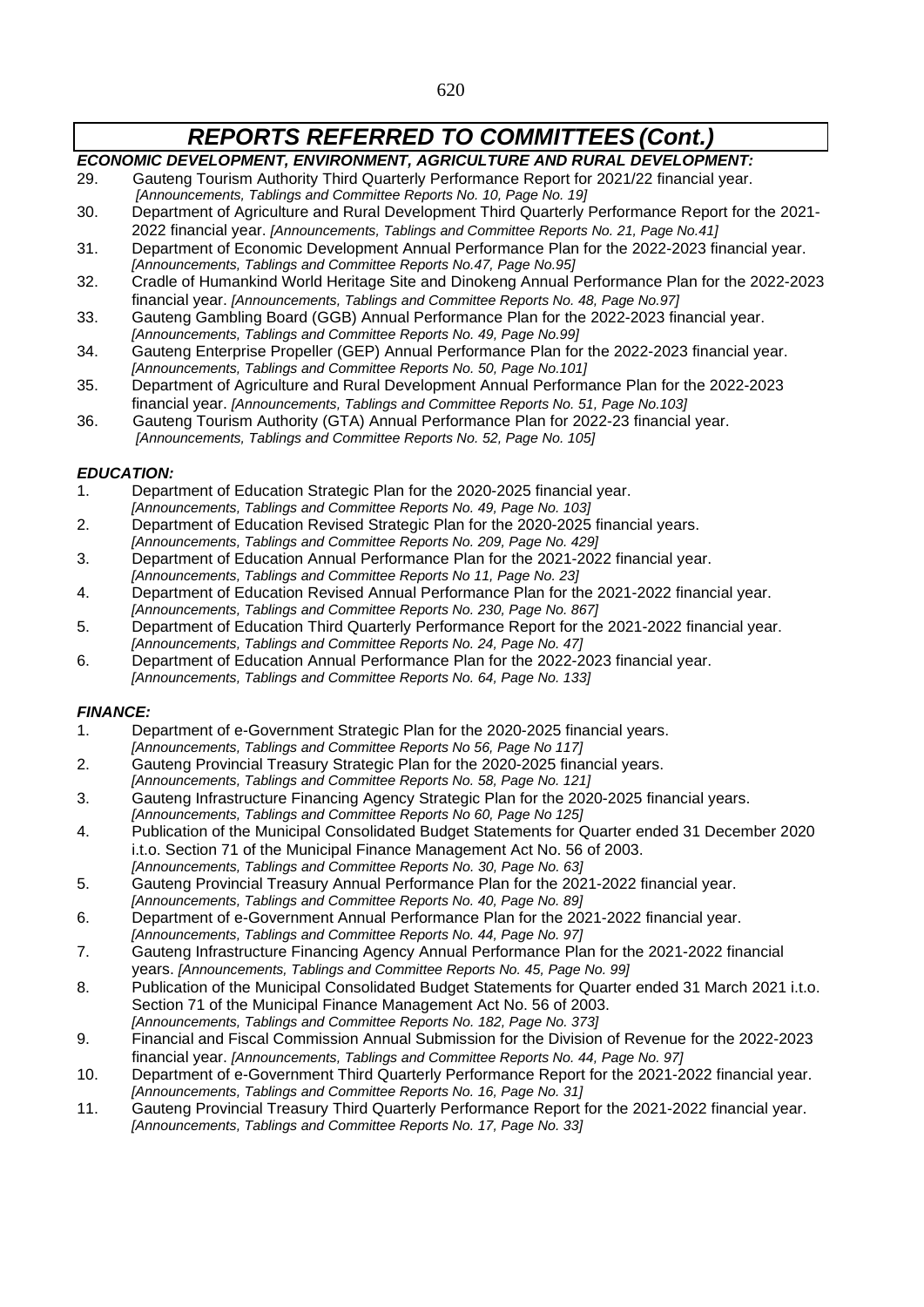# *REPORTS REFERRED TO COMMITTEES (Cont.)*

***ECONOMIC DEVELOPMENT, ENVIRONMENT, AGRICULTURE AND RURAL DEVELOPMENT:***

29. Gauteng Tourism Authority Third Quarterly Performance Report for 2021/22 financial year. *[Announcements, Tablings and Committee Reports No. 10, Page No. 19]*
30. Department of Agriculture and Rural Development Third Quarterly Performance Report for the 2021-2022 financial year. *[Announcements, Tablings and Committee Reports No. 21, Page No.41]*
31. Department of Economic Development Annual Performance Plan for the 2022-2023 financial year. *[Announcements, Tablings and Committee Reports No.47, Page No.95]*
32. Cradle of Humankind World Heritage Site and Dinokeng Annual Performance Plan for the 2022-2023 financial year. *[Announcements, Tablings and Committee Reports No. 48, Page No.97]*
33. Gauteng Gambling Board (GGB) Annual Performance Plan for the 2022-2023 financial year. *[Announcements, Tablings and Committee Reports No. 49, Page No.99]*
34. Gauteng Enterprise Propeller (GEP) Annual Performance Plan for the 2022-2023 financial year. *[Announcements, Tablings and Committee Reports No. 50, Page No.101]*
35. Department of Agriculture and Rural Development Annual Performance Plan for the 2022-2023 financial year. *[Announcements, Tablings and Committee Reports No. 51, Page No.103]*
36. Gauteng Tourism Authority (GTA) Annual Performance Plan for 2022-23 financial year. *[Announcements, Tablings and Committee Reports No. 52, Page No. 105]*

***EDUCATION:***

1. Department of Education Strategic Plan for the 2020-2025 financial year. *[Announcements, Tablings and Committee Reports No. 49, Page No. 103]*
2. Department of Education Revised Strategic Plan for the 2020-2025 financial years. *[Announcements, Tablings and Committee Reports No. 209, Page No. 429]*
3. Department of Education Annual Performance Plan for the 2021-2022 financial year. *[Announcements, Tablings and Committee Reports No 11, Page No. 23]*
4. Department of Education Revised Annual Performance Plan for the 2021-2022 financial year. *[Announcements, Tablings and Committee Reports No. 230, Page No. 867]*
5. Department of Education Third Quarterly Performance Report for the 2021-2022 financial year. *[Announcements, Tablings and Committee Reports No. 24, Page No. 47]*
6. Department of Education Annual Performance Plan for the 2022-2023 financial year. *[Announcements, Tablings and Committee Reports No. 64, Page No. 133]*

***FINANCE:***

1. Department of e-Government Strategic Plan for the 2020-2025 financial years. *[Announcements, Tablings and Committee Reports No 56, Page No 117]*
2. Gauteng Provincial Treasury Strategic Plan for the 2020-2025 financial years. *[Announcements, Tablings and Committee Reports No. 58, Page No. 121]*
3. Gauteng Infrastructure Financing Agency Strategic Plan for the 2020-2025 financial years. *[Announcements, Tablings and Committee Reports No 60, Page No 125]*
4. Publication of the Municipal Consolidated Budget Statements for Quarter ended 31 December 2020 i.t.o. Section 71 of the Municipal Finance Management Act No. 56 of 2003. *[Announcements, Tablings and Committee Reports No. 30, Page No. 63]*
5. Gauteng Provincial Treasury Annual Performance Plan for the 2021-2022 financial year. *[Announcements, Tablings and Committee Reports No. 40, Page No. 89]*
6. Department of e-Government Annual Performance Plan for the 2021-2022 financial year. *[Announcements, Tablings and Committee Reports No. 44, Page No. 97]*
7. Gauteng Infrastructure Financing Agency Annual Performance Plan for the 2021-2022 financial years. *[Announcements, Tablings and Committee Reports No. 45, Page No. 99]*
8. Publication of the Municipal Consolidated Budget Statements for Quarter ended 31 March 2021 i.t.o. Section 71 of the Municipal Finance Management Act No. 56 of 2003. *[Announcements, Tablings and Committee Reports No. 182, Page No. 373]*
9. Financial and Fiscal Commission Annual Submission for the Division of Revenue for the 2022-2023 financial year. *[Announcements, Tablings and Committee Reports No. 44, Page No. 97]*
10. Department of e-Government Third Quarterly Performance Report for the 2021-2022 financial year. *[Announcements, Tablings and Committee Reports No. 16, Page No. 31]*
11. Gauteng Provincial Treasury Third Quarterly Performance Report for the 2021-2022 financial year. *[Announcements, Tablings and Committee Reports No. 17, Page No. 33]*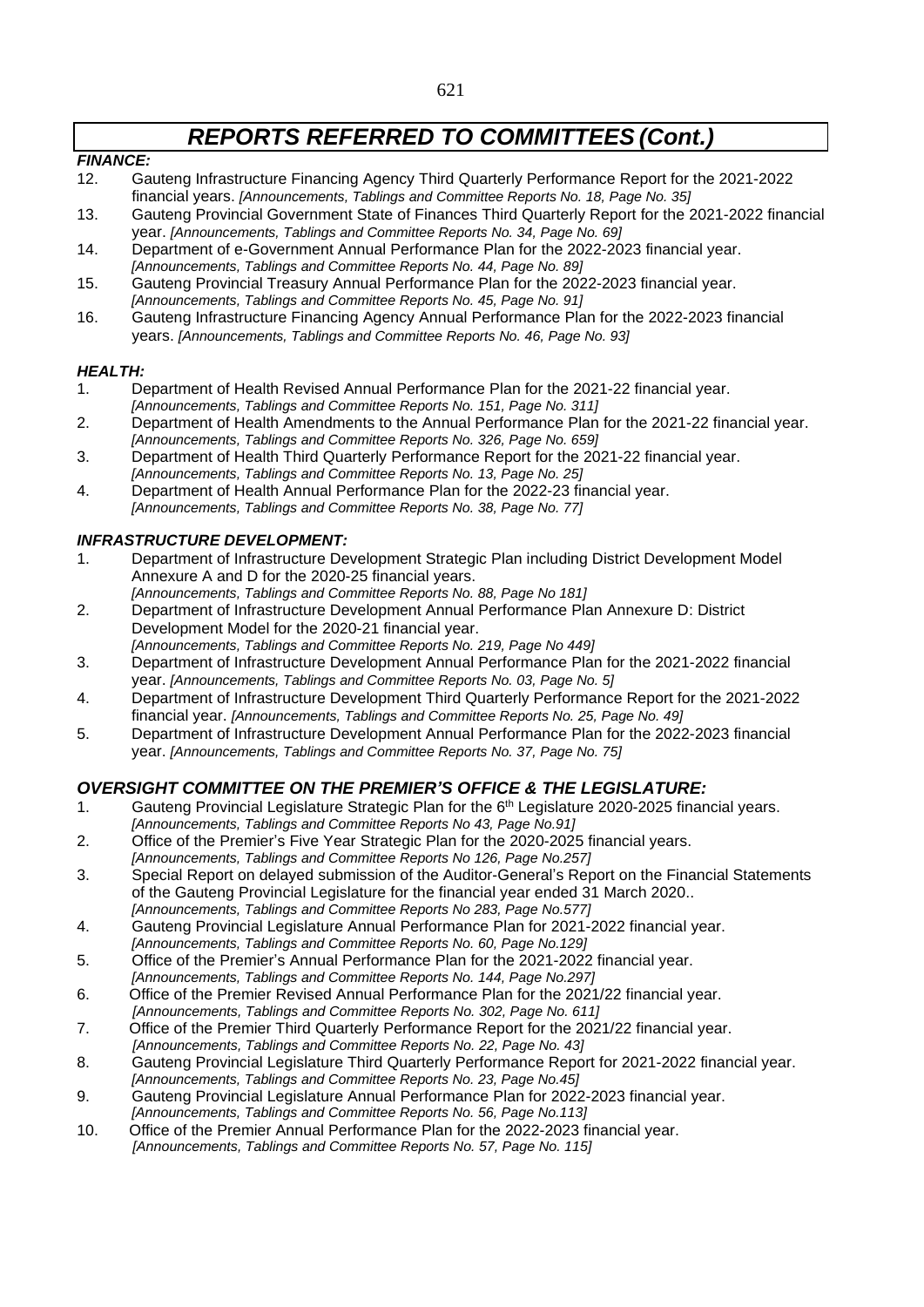# *REPORTS REFERRED TO COMMITTEES (Cont.)*

***FINANCE:***

12. Gauteng Infrastructure Financing Agency Third Quarterly Performance Report for the 2021-2022 financial years. *[Announcements, Tablings and Committee Reports No. 18, Page No. 35]*
13. Gauteng Provincial Government State of Finances Third Quarterly Report for the 2021-2022 financial year. *[Announcements, Tablings and Committee Reports No. 34, Page No. 69]*
14. Department of e-Government Annual Performance Plan for the 2022-2023 financial year. *[Announcements, Tablings and Committee Reports No. 44, Page No. 89]*
15. Gauteng Provincial Treasury Annual Performance Plan for the 2022-2023 financial year. *[Announcements, Tablings and Committee Reports No. 45, Page No. 91]*
16. Gauteng Infrastructure Financing Agency Annual Performance Plan for the 2022-2023 financial years. *[Announcements, Tablings and Committee Reports No. 46, Page No. 93]*

***HEALTH:***

1. Department of Health Revised Annual Performance Plan for the 2021-22 financial year. *[Announcements, Tablings and Committee Reports No. 151, Page No. 311]*
2. Department of Health Amendments to the Annual Performance Plan for the 2021-22 financial year. *[Announcements, Tablings and Committee Reports No. 326, Page No. 659]*
3. Department of Health Third Quarterly Performance Report for the 2021-22 financial year. *[Announcements, Tablings and Committee Reports No. 13, Page No. 25]*
4. Department of Health Annual Performance Plan for the 2022-23 financial year. *[Announcements, Tablings and Committee Reports No. 38, Page No. 77]*

***INFRASTRUCTURE DEVELOPMENT:***

1. Department of Infrastructure Development Strategic Plan including District Development Model Annexure A and D for the 2020-25 financial years. *[Announcements, Tablings and Committee Reports No. 88, Page No 181]*
2. Department of Infrastructure Development Annual Performance Plan Annexure D: District Development Model for the 2020-21 financial year. *[Announcements, Tablings and Committee Reports No. 219, Page No 449]*
3. Department of Infrastructure Development Annual Performance Plan for the 2021-2022 financial year. *[Announcements, Tablings and Committee Reports No. 03, Page No. 5]*
4. Department of Infrastructure Development Third Quarterly Performance Report for the 2021-2022 financial year. *[Announcements, Tablings and Committee Reports No. 25, Page No. 49]*
5. Department of Infrastructure Development Annual Performance Plan for the 2022-2023 financial year. *[Announcements, Tablings and Committee Reports No. 37, Page No. 75]*

***OVERSIGHT COMMITTEE ON THE PREMIER'S OFFICE & THE LEGISLATURE:***

1. Gauteng Provincial Legislature Strategic Plan for the 6th Legislature 2020-2025 financial years. *[Announcements, Tablings and Committee Reports No 43, Page No.91]*
2. Office of the Premier's Five Year Strategic Plan for the 2020-2025 financial years. *[Announcements, Tablings and Committee Reports No 126, Page No.257]*
3. Special Report on delayed submission of the Auditor-General's Report on the Financial Statements of the Gauteng Provincial Legislature for the financial year ended 31 March 2020.. *[Announcements, Tablings and Committee Reports No 283, Page No.577]*
4. Gauteng Provincial Legislature Annual Performance Plan for 2021-2022 financial year. *[Announcements, Tablings and Committee Reports No. 60, Page No.129]*
5. Office of the Premier's Annual Performance Plan for the 2021-2022 financial year. *[Announcements, Tablings and Committee Reports No. 144, Page No.297]*
6. Office of the Premier Revised Annual Performance Plan for the 2021/22 financial year. *[Announcements, Tablings and Committee Reports No. 302, Page No. 611]*
7. Office of the Premier Third Quarterly Performance Report for the 2021/22 financial year. *[Announcements, Tablings and Committee Reports No. 22, Page No. 43]*
8. Gauteng Provincial Legislature Third Quarterly Performance Report for 2021-2022 financial year. *[Announcements, Tablings and Committee Reports No. 23, Page No.45]*
9. Gauteng Provincial Legislature Annual Performance Plan for 2022-2023 financial year. *[Announcements, Tablings and Committee Reports No. 56, Page No.113]*
10. Office of the Premier Annual Performance Plan for the 2022-2023 financial year. *[Announcements, Tablings and Committee Reports No. 57, Page No. 115]*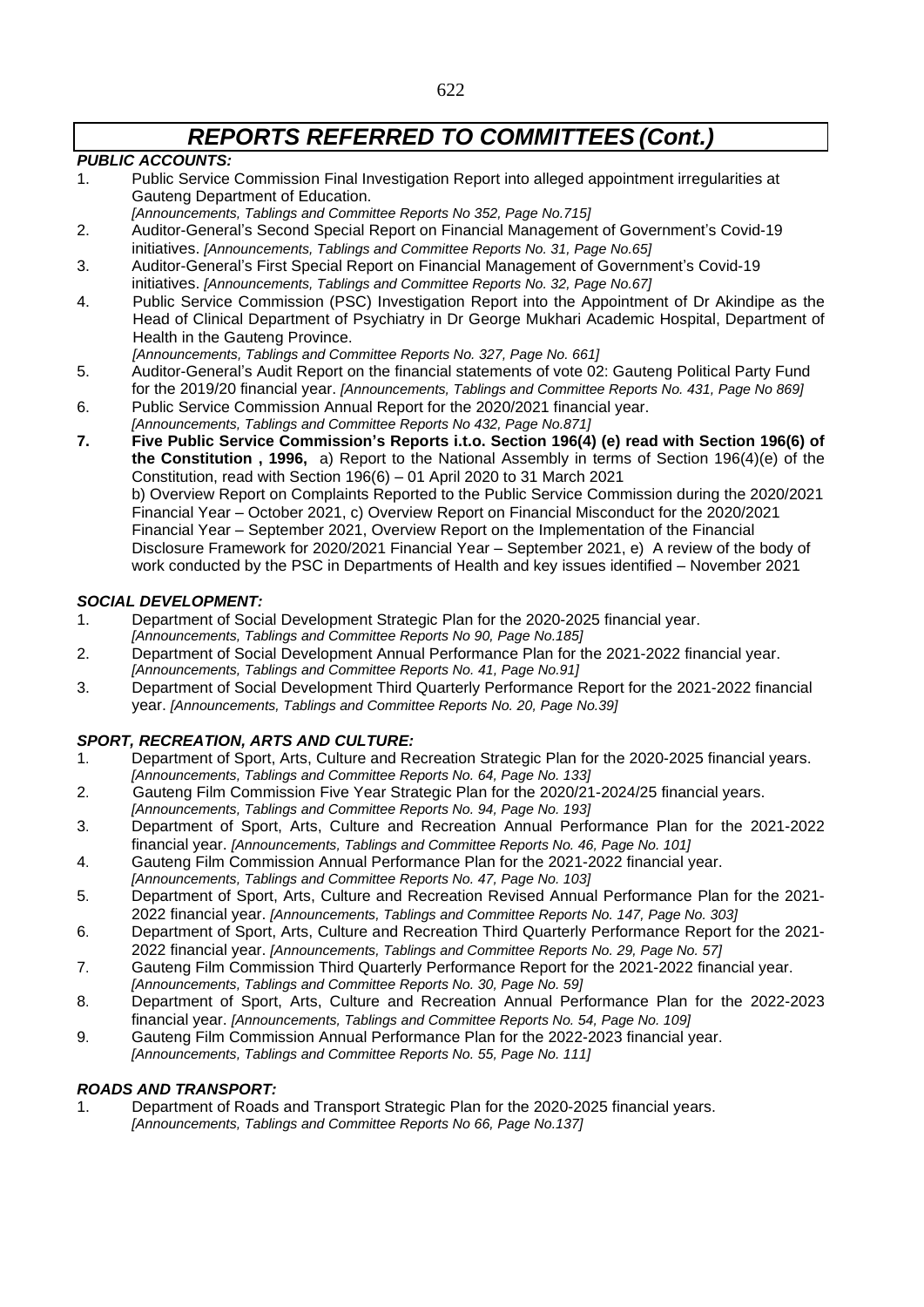# *REPORTS REFERRED TO COMMITTEES (Cont.)*

***PUBLIC ACCOUNTS:***

1. Public Service Commission Final Investigation Report into alleged appointment irregularities at Gauteng Department of Education.
   *[Announcements, Tablings and Committee Reports No 352, Page No.715]*
2. Auditor-General's Second Special Report on Financial Management of Government's Covid-19 initiatives. *[Announcements, Tablings and Committee Reports No. 31, Page No.65]*
3. Auditor-General's First Special Report on Financial Management of Government's Covid-19 initiatives. *[Announcements, Tablings and Committee Reports No. 32, Page No.67]*
4. Public Service Commission (PSC) Investigation Report into the Appointment of Dr Akindipe as the Head of Clinical Department of Psychiatry in Dr George Mukhari Academic Hospital, Department of Health in the Gauteng Province.
   *[Announcements, Tablings and Committee Reports No. 327, Page No. 661]*
5. Auditor-General's Audit Report on the financial statements of vote 02: Gauteng Political Party Fund for the 2019/20 financial year. *[Announcements, Tablings and Committee Reports No. 431, Page No 869]*
6. Public Service Commission Annual Report for the 2020/2021 financial year.
   *[Announcements, Tablings and Committee Reports No 432, Page No.871]*
7. **Five Public Service Commission's Reports i.t.o. Section 196(4) (e) read with Section 196(6) of the Constitution , 1996,** a) Report to the National Assembly in terms of Section 196(4)(e) of the Constitution, read with Section 196(6) – 01 April 2020 to 31 March 2021
   b) Overview Report on Complaints Reported to the Public Service Commission during the 2020/2021 Financial Year – October 2021, c) Overview Report on Financial Misconduct for the 2020/2021 Financial Year – September 2021, Overview Report on the Implementation of the Financial Disclosure Framework for 2020/2021 Financial Year – September 2021, e) A review of the body of work conducted by the PSC in Departments of Health and key issues identified – November 2021

***SOCIAL DEVELOPMENT:***

1. Department of Social Development Strategic Plan for the 2020-2025 financial year.
   *[Announcements, Tablings and Committee Reports No 90, Page No.185]*
2. Department of Social Development Annual Performance Plan for the 2021-2022 financial year.
   *[Announcements, Tablings and Committee Reports No. 41, Page No.91]*
3. Department of Social Development Third Quarterly Performance Report for the 2021-2022 financial year. *[Announcements, Tablings and Committee Reports No. 20, Page No.39]*

***SPORT, RECREATION, ARTS AND CULTURE:***

1. Department of Sport, Arts, Culture and Recreation Strategic Plan for the 2020-2025 financial years.
   *[Announcements, Tablings and Committee Reports No. 64, Page No. 133]*
2. Gauteng Film Commission Five Year Strategic Plan for the 2020/21-2024/25 financial years.
   *[Announcements, Tablings and Committee Reports No. 94, Page No. 193]*
3. Department of Sport, Arts, Culture and Recreation Annual Performance Plan for the 2021-2022 financial year. *[Announcements, Tablings and Committee Reports No. 46, Page No. 101]*
4. Gauteng Film Commission Annual Performance Plan for the 2021-2022 financial year.
   *[Announcements, Tablings and Committee Reports No. 47, Page No. 103]*
5. Department of Sport, Arts, Culture and Recreation Revised Annual Performance Plan for the 2021-2022 financial year. *[Announcements, Tablings and Committee Reports No. 147, Page No. 303]*
6. Department of Sport, Arts, Culture and Recreation Third Quarterly Performance Report for the 2021-2022 financial year. *[Announcements, Tablings and Committee Reports No. 29, Page No. 57]*
7. Gauteng Film Commission Third Quarterly Performance Report for the 2021-2022 financial year.
   *[Announcements, Tablings and Committee Reports No. 30, Page No. 59]*
8. Department of Sport, Arts, Culture and Recreation Annual Performance Plan for the 2022-2023 financial year. *[Announcements, Tablings and Committee Reports No. 54, Page No. 109]*
9. Gauteng Film Commission Annual Performance Plan for the 2022-2023 financial year.
   *[Announcements, Tablings and Committee Reports No. 55, Page No. 111]*

***ROADS AND TRANSPORT:***

1. Department of Roads and Transport Strategic Plan for the 2020-2025 financial years.
   *[Announcements, Tablings and Committee Reports No 66, Page No.137]*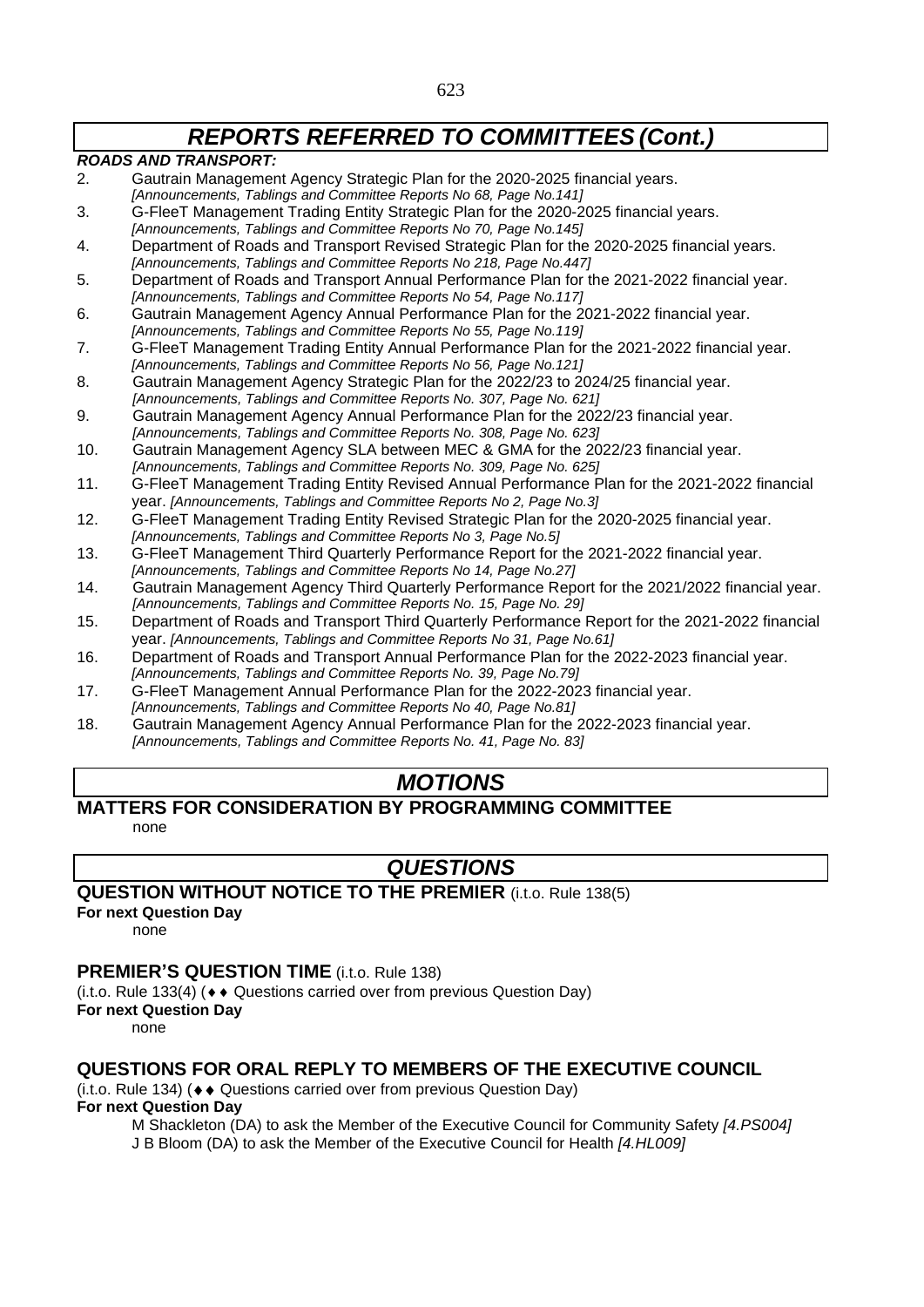# *REPORTS REFERRED TO COMMITTEES (Cont.)*

***ROADS AND TRANSPORT:***

2. Gautrain Management Agency Strategic Plan for the 2020-2025 financial years.
   *[Announcements, Tablings and Committee Reports No 68, Page No.141]*
3. G-FleeT Management Trading Entity Strategic Plan for the 2020-2025 financial years.
   *[Announcements, Tablings and Committee Reports No 70, Page No.145]*
4. Department of Roads and Transport Revised Strategic Plan for the 2020-2025 financial years.
   *[Announcements, Tablings and Committee Reports No 218, Page No.447]*
5. Department of Roads and Transport Annual Performance Plan for the 2021-2022 financial year.
   *[Announcements, Tablings and Committee Reports No 54, Page No.117]*
6. Gautrain Management Agency Annual Performance Plan for the 2021-2022 financial year.
   *[Announcements, Tablings and Committee Reports No 55, Page No.119]*
7. G-FleeT Management Trading Entity Annual Performance Plan for the 2021-2022 financial year.
   *[Announcements, Tablings and Committee Reports No 56, Page No.121]*
8. Gautrain Management Agency Strategic Plan for the 2022/23 to 2024/25 financial year.
   *[Announcements, Tablings and Committee Reports No. 307, Page No. 621]*
9. Gautrain Management Agency Annual Performance Plan for the 2022/23 financial year.
   *[Announcements, Tablings and Committee Reports No. 308, Page No. 623]*
10. Gautrain Management Agency SLA between MEC & GMA for the 2022/23 financial year.
    *[Announcements, Tablings and Committee Reports No. 309, Page No. 625]*
11. G-FleeT Management Trading Entity Revised Annual Performance Plan for the 2021-2022 financial year. *[Announcements, Tablings and Committee Reports No 2, Page No.3]*
12. G-FleeT Management Trading Entity Revised Strategic Plan for the 2020-2025 financial year.
    *[Announcements, Tablings and Committee Reports No 3, Page No.5]*
13. G-FleeT Management Third Quarterly Performance Report for the 2021-2022 financial year.
    *[Announcements, Tablings and Committee Reports No 14, Page No.27]*
14. Gautrain Management Agency Third Quarterly Performance Report for the 2021/2022 financial year.
    *[Announcements, Tablings and Committee Reports No. 15, Page No. 29]*
15. Department of Roads and Transport Third Quarterly Performance Report for the 2021-2022 financial year. *[Announcements, Tablings and Committee Reports No 31, Page No.61]*
16. Department of Roads and Transport Annual Performance Plan for the 2022-2023 financial year.
    *[Announcements, Tablings and Committee Reports No. 39, Page No.79]*
17. G-FleeT Management Annual Performance Plan for the 2022-2023 financial year.
    *[Announcements, Tablings and Committee Reports No 40, Page No.81]*
18. Gautrain Management Agency Annual Performance Plan for the 2022-2023 financial year.
    *[Announcements, Tablings and Committee Reports No. 41, Page No. 83]*

# *MOTIONS*

## MATTERS FOR CONSIDERATION BY PROGRAMMING COMMITTEE

none

# *QUESTIONS*

## QUESTION WITHOUT NOTICE TO THE PREMIER (i.t.o. Rule 138(5)

**For next Question Day**

none

## PREMIER'S QUESTION TIME (i.t.o. Rule 138)

(i.t.o. Rule 133(4) (♦♦ Questions carried over from previous Question Day)

**For next Question Day**

none

## QUESTIONS FOR ORAL REPLY TO MEMBERS OF THE EXECUTIVE COUNCIL

(i.t.o. Rule 134) (♦♦ Questions carried over from previous Question Day)

**For next Question Day**

M Shackleton (DA) to ask the Member of the Executive Council for Community Safety *[4.PS004]*
J B Bloom (DA) to ask the Member of the Executive Council for Health *[4.HL009]*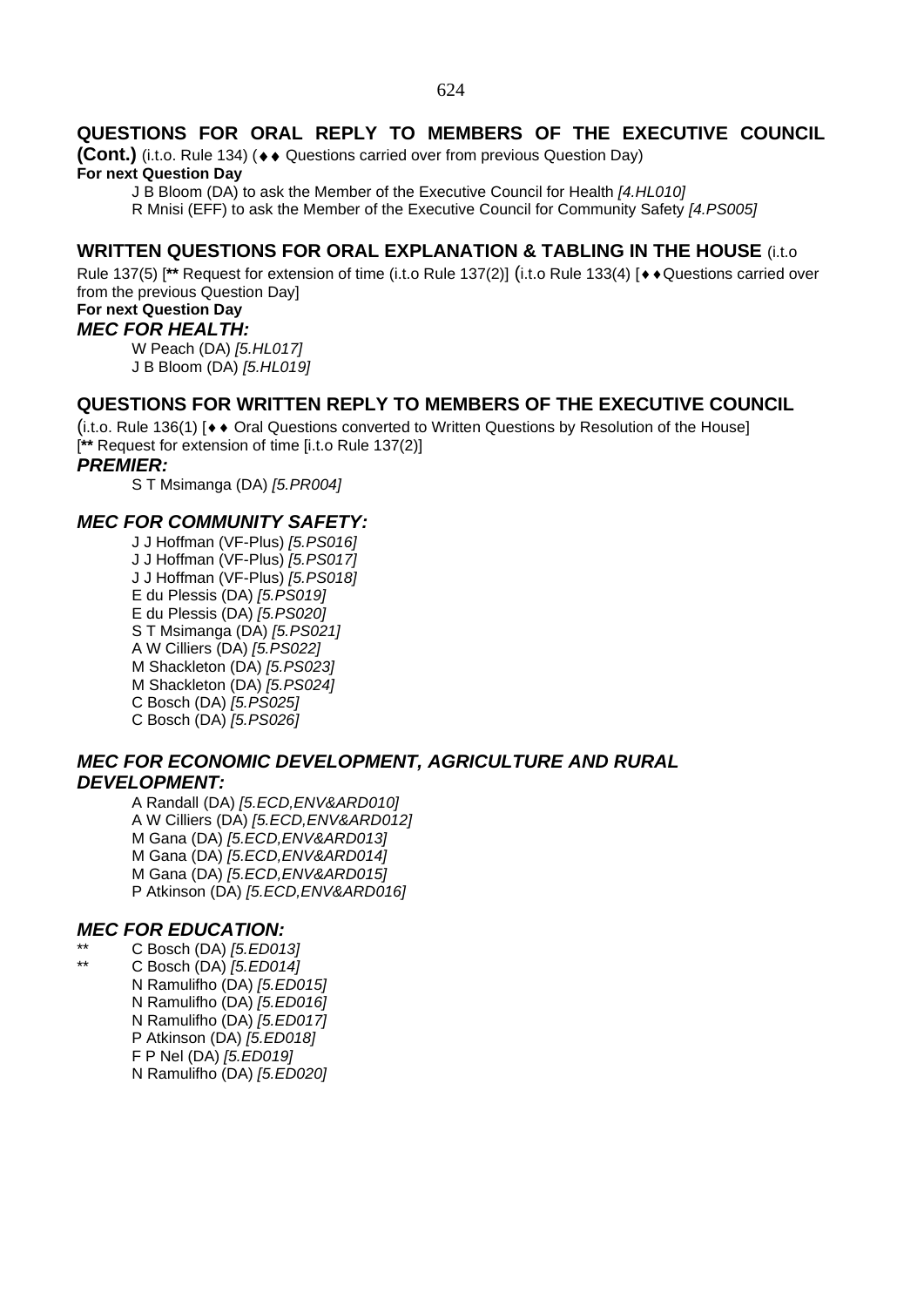## QUESTIONS FOR ORAL REPLY TO MEMBERS OF THE EXECUTIVE COUNCIL (Cont.) (i.t.o. Rule 134) (♦♦ Questions carried over from previous Question Day)

**For next Question Day**

J B Bloom (DA) to ask the Member of the Executive Council for Health *[4.HL010]*

R Mnisi (EFF) to ask the Member of the Executive Council for Community Safety *[4.PS005]*

## WRITTEN QUESTIONS FOR ORAL EXPLANATION & TABLING IN THE HOUSE (i.t.o Rule 137(5) [** Request for extension of time (i.t.o Rule 137(2)] (i.t.o Rule 133(4) [♦♦Questions carried over from the previous Question Day]

**For next Question Day**

### *MEC FOR HEALTH:*

W Peach (DA) *[5.HL017]*
J B Bloom (DA) *[5.HL019]*

## QUESTIONS FOR WRITTEN REPLY TO MEMBERS OF THE EXECUTIVE COUNCIL

(i.t.o. Rule 136(1) [♦♦ Oral Questions converted to Written Questions by Resolution of the House]
[** Request for extension of time [i.t.o Rule 137(2)]

### *PREMIER:*

S T Msimanga (DA) *[5.PR004]*

### *MEC FOR COMMUNITY SAFETY:*

J J Hoffman (VF-Plus) *[5.PS016]*
J J Hoffman (VF-Plus) *[5.PS017]*
J J Hoffman (VF-Plus) *[5.PS018]*
E du Plessis (DA) *[5.PS019]*
E du Plessis (DA) *[5.PS020]*
S T Msimanga (DA) *[5.PS021]*
A W Cilliers (DA) *[5.PS022]*
M Shackleton (DA) *[5.PS023]*
M Shackleton (DA) *[5.PS024]*
C Bosch (DA) *[5.PS025]*
C Bosch (DA) *[5.PS026]*

### *MEC FOR ECONOMIC DEVELOPMENT, AGRICULTURE AND RURAL DEVELOPMENT:*

A Randall (DA) *[5.ECD,ENV&ARD010]*
A W Cilliers (DA) *[5.ECD,ENV&ARD012]*
M Gana (DA) *[5.ECD,ENV&ARD013]*
M Gana (DA) *[5.ECD,ENV&ARD014]*
M Gana (DA) *[5.ECD,ENV&ARD015]*
P Atkinson (DA) *[5.ECD,ENV&ARD016]*

### *MEC FOR EDUCATION:*

** C Bosch (DA) *[5.ED013]*
** C Bosch (DA) *[5.ED014]*
N Ramulifho (DA) *[5.ED015]*
N Ramulifho (DA) *[5.ED016]*
N Ramulifho (DA) *[5.ED017]*
P Atkinson (DA) *[5.ED018]*
F P Nel (DA) *[5.ED019]*
N Ramulifho (DA) *[5.ED020]*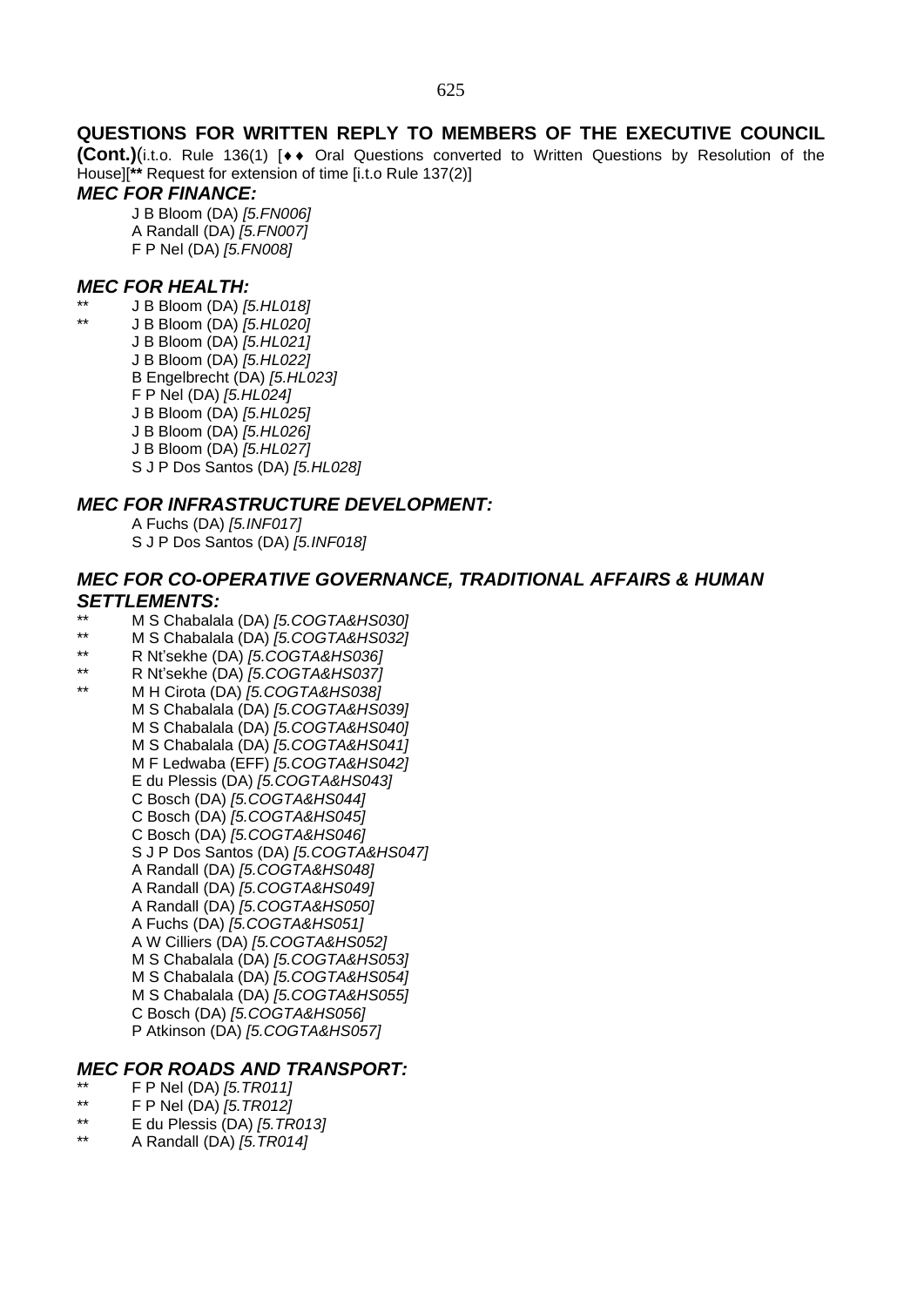## QUESTIONS FOR WRITTEN REPLY TO MEMBERS OF THE EXECUTIVE COUNCIL (Cont.)

(i.t.o. Rule 136(1) [♦♦ Oral Questions converted to Written Questions by Resolution of the House][** Request for extension of time [i.t.o Rule 137(2)]

### *MEC FOR FINANCE:*

J B Bloom (DA) *[5.FN006]*
A Randall (DA) *[5.FN007]*
F P Nel (DA) *[5.FN008]*

### *MEC FOR HEALTH:*

** J B Bloom (DA) *[5.HL018]*
** J B Bloom (DA) *[5.HL020]*
J B Bloom (DA) *[5.HL021]*
J B Bloom (DA) *[5.HL022]*
B Engelbrecht (DA) *[5.HL023]*
F P Nel (DA) *[5.HL024]*
J B Bloom (DA) *[5.HL025]*
J B Bloom (DA) *[5.HL026]*
J B Bloom (DA) *[5.HL027]*
S J P Dos Santos (DA) *[5.HL028]*

### *MEC FOR INFRASTRUCTURE DEVELOPMENT:*

A Fuchs (DA) *[5.INF017]*
S J P Dos Santos (DA) *[5.INF018]*

### *MEC FOR CO-OPERATIVE GOVERNANCE, TRADITIONAL AFFAIRS & HUMAN SETTLEMENTS:*

** M S Chabalala (DA) *[5.COGTA&HS030]*
** M S Chabalala (DA) *[5.COGTA&HS032]*
** R Nt'sekhe (DA) *[5.COGTA&HS036]*
** R Nt'sekhe (DA) *[5.COGTA&HS037]*
** M H Cirota (DA) *[5.COGTA&HS038]*
M S Chabalala (DA) *[5.COGTA&HS039]*
M S Chabalala (DA) *[5.COGTA&HS040]*
M S Chabalala (DA) *[5.COGTA&HS041]*
M F Ledwaba (EFF) *[5.COGTA&HS042]*
E du Plessis (DA) *[5.COGTA&HS043]*
C Bosch (DA) *[5.COGTA&HS044]*
C Bosch (DA) *[5.COGTA&HS045]*
C Bosch (DA) *[5.COGTA&HS046]*
S J P Dos Santos (DA) *[5.COGTA&HS047]*
A Randall (DA) *[5.COGTA&HS048]*
A Randall (DA) *[5.COGTA&HS049]*
A Randall (DA) *[5.COGTA&HS050]*
A Fuchs (DA) *[5.COGTA&HS051]*
A W Cilliers (DA) *[5.COGTA&HS052]*
M S Chabalala (DA) *[5.COGTA&HS053]*
M S Chabalala (DA) *[5.COGTA&HS054]*
M S Chabalala (DA) *[5.COGTA&HS055]*
C Bosch (DA) *[5.COGTA&HS056]*
P Atkinson (DA) *[5.COGTA&HS057]*

### *MEC FOR ROADS AND TRANSPORT:*

** F P Nel (DA) *[5.TR011]*
** F P Nel (DA) *[5.TR012]*
** E du Plessis (DA) *[5.TR013]*
** A Randall (DA) *[5.TR014]*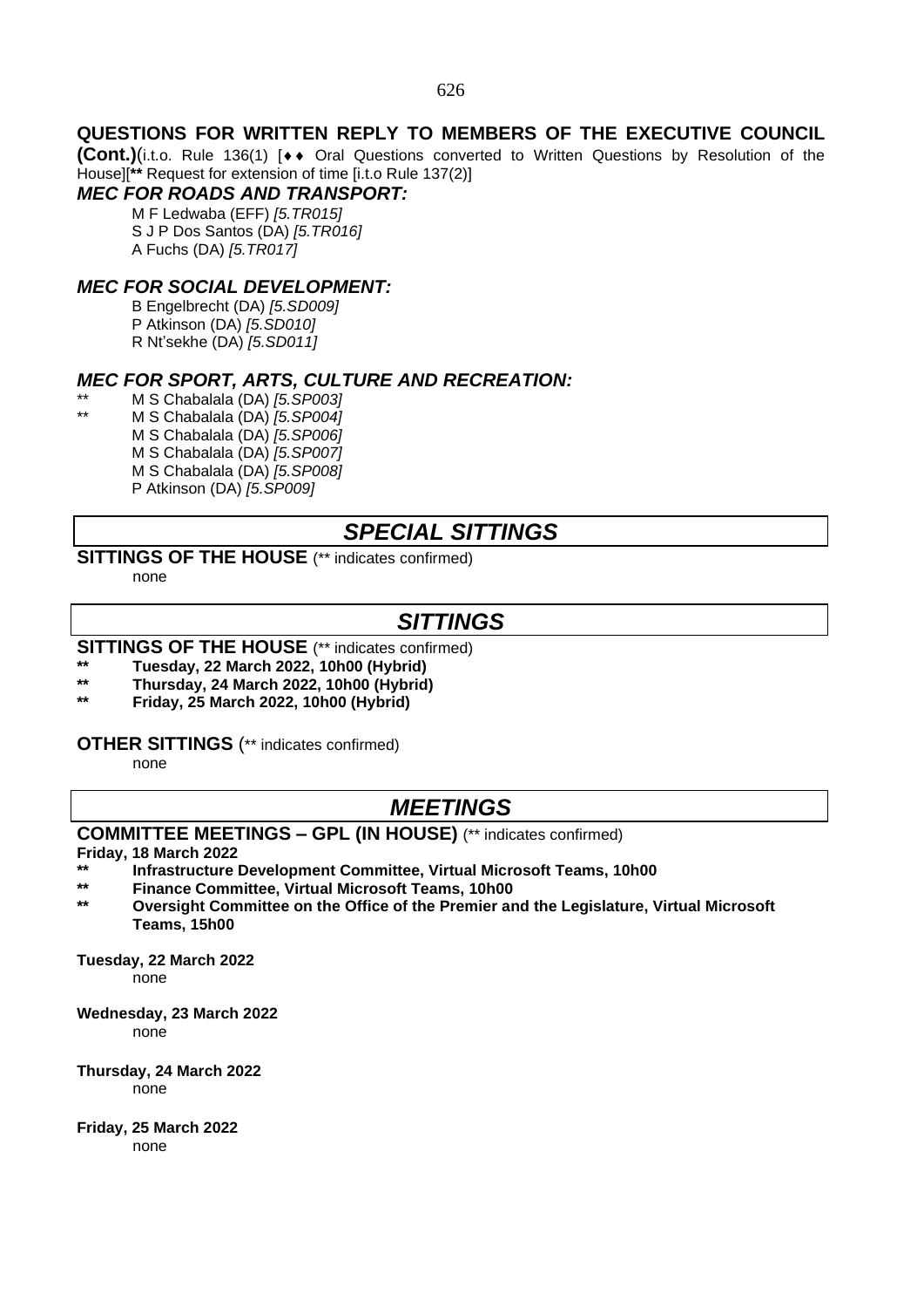**QUESTIONS FOR WRITTEN REPLY TO MEMBERS OF THE EXECUTIVE COUNCIL (Cont.)**(i.t.o. Rule 136(1) [♦♦ Oral Questions converted to Written Questions by Resolution of the House][**** Request for extension of time [i.t.o Rule 137(2)]

***MEC FOR ROADS AND TRANSPORT:***

M F Ledwaba (EFF) *[5.TR015]*
S J P Dos Santos (DA) *[5.TR016]*
A Fuchs (DA) *[5.TR017]*

***MEC FOR SOCIAL DEVELOPMENT:***

B Engelbrecht (DA) *[5.SD009]*
P Atkinson (DA) *[5.SD010]*
R Nt'sekhe (DA) *[5.SD011]*

***MEC FOR SPORT, ARTS, CULTURE AND RECREATION:***

** M S Chabalala (DA) *[5.SP003]*
** M S Chabalala (DA) *[5.SP004]*
M S Chabalala (DA) *[5.SP006]*
M S Chabalala (DA) *[5.SP007]*
M S Chabalala (DA) *[5.SP008]*
P Atkinson (DA) *[5.SP009]*

## *SPECIAL SITTINGS*

**SITTINGS OF THE HOUSE** (** indicates confirmed)

none

## *SITTINGS*

**SITTINGS OF THE HOUSE** (** indicates confirmed)

** **Tuesday, 22 March 2022, 10h00 (Hybrid)**
** **Thursday, 24 March 2022, 10h00 (Hybrid)**
** **Friday, 25 March 2022, 10h00 (Hybrid)**

**OTHER SITTINGS** (** indicates confirmed)

none

## *MEETINGS*

**COMMITTEE MEETINGS – GPL (IN HOUSE)** (** indicates confirmed)

**Friday, 18 March 2022**

** **Infrastructure Development Committee, Virtual Microsoft Teams, 10h00**
** **Finance Committee, Virtual Microsoft Teams, 10h00**
** **Oversight Committee on the Office of the Premier and the Legislature, Virtual Microsoft Teams, 15h00**

**Tuesday, 22 March 2022**

none

**Wednesday, 23 March 2022**

none

**Thursday, 24 March 2022**

none

**Friday, 25 March 2022**

none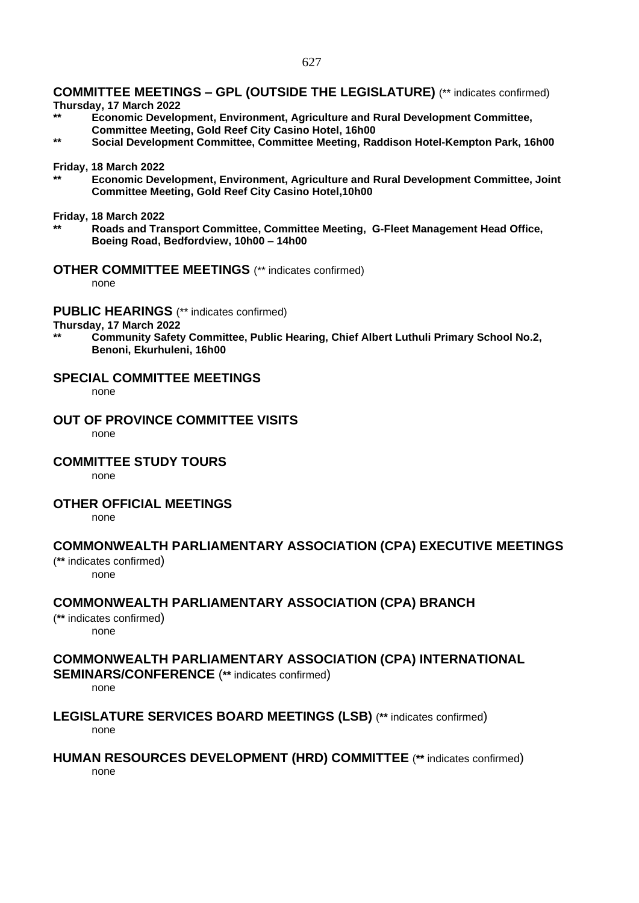## COMMITTEE MEETINGS – GPL (OUTSIDE THE LEGISLATURE) (** indicates confirmed)

**Thursday, 17 March 2022**

- ** **Economic Development, Environment, Agriculture and Rural Development Committee, Committee Meeting, Gold Reef City Casino Hotel, 16h00**
- ** **Social Development Committee, Committee Meeting, Raddison Hotel-Kempton Park, 16h00**

**Friday, 18 March 2022**

- ** **Economic Development, Environment, Agriculture and Rural Development Committee, Joint Committee Meeting, Gold Reef City Casino Hotel,10h00**

**Friday, 18 March 2022**

- ** **Roads and Transport Committee, Committee Meeting, G-Fleet Management Head Office, Boeing Road, Bedfordview, 10h00 – 14h00**

## OTHER COMMITTEE MEETINGS (** indicates confirmed)

none

## PUBLIC HEARINGS (** indicates confirmed)

**Thursday, 17 March 2022**

- ** **Community Safety Committee, Public Hearing, Chief Albert Luthuli Primary School No.2, Benoni, Ekurhuleni, 16h00**

## SPECIAL COMMITTEE MEETINGS

none

## OUT OF PROVINCE COMMITTEE VISITS

none

## COMMITTEE STUDY TOURS

none

## OTHER OFFICIAL MEETINGS

none

## COMMONWEALTH PARLIAMENTARY ASSOCIATION (CPA) EXECUTIVE MEETINGS

(** indicates confirmed)

none

## COMMONWEALTH PARLIAMENTARY ASSOCIATION (CPA) BRANCH

(** indicates confirmed)

none

## COMMONWEALTH PARLIAMENTARY ASSOCIATION (CPA) INTERNATIONAL SEMINARS/CONFERENCE (** indicates confirmed)

none

## LEGISLATURE SERVICES BOARD MEETINGS (LSB) (** indicates confirmed)

none

## HUMAN RESOURCES DEVELOPMENT (HRD) COMMITTEE (** indicates confirmed)

none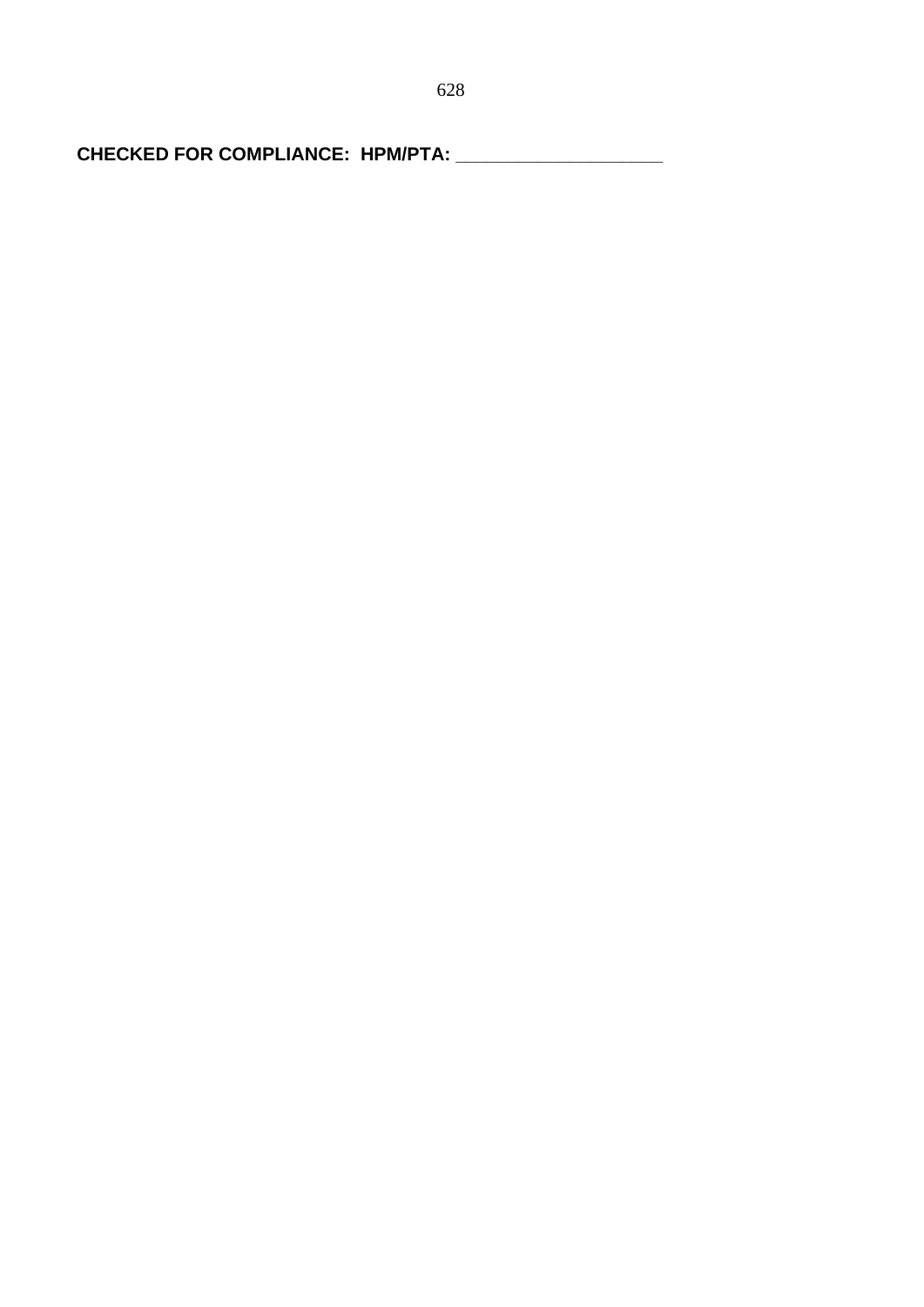**CHECKED FOR COMPLIANCE: HPM/PTA: ____________________**